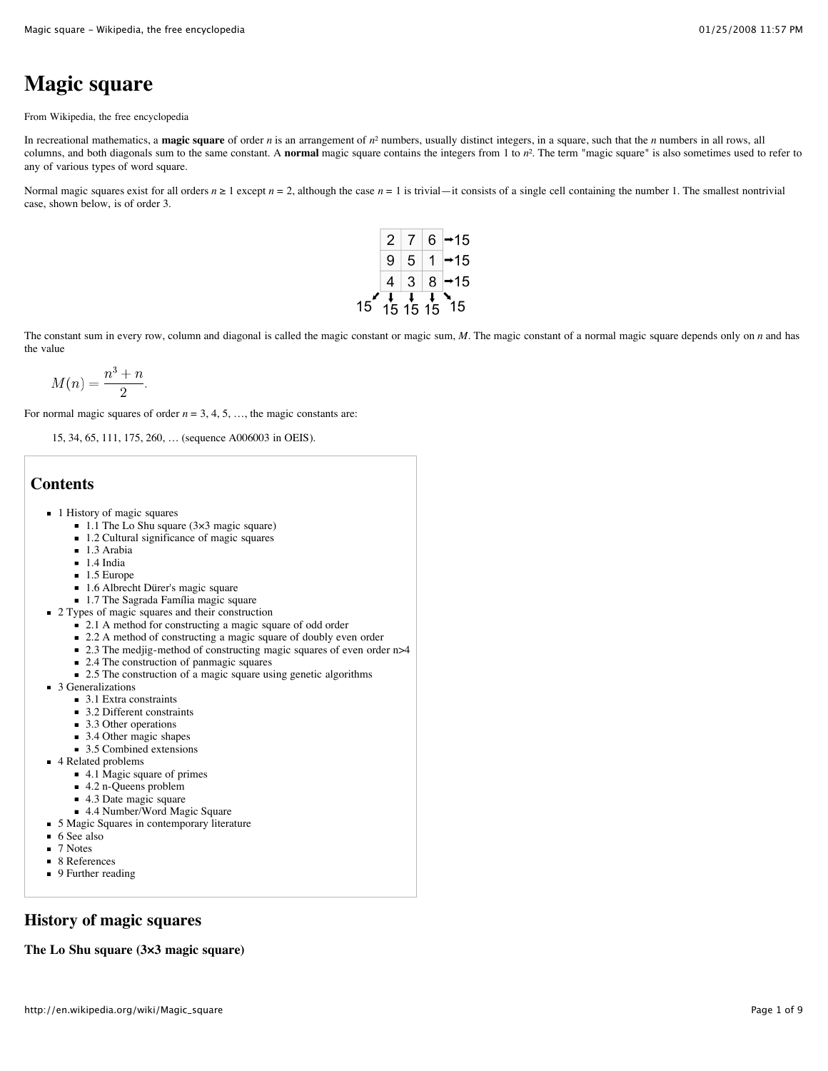# Magic square

From Wikipedia, the free encyclopedia

In recreational mathematics, a **magic square** of order $n$ is an arrangement of $n^2$ numbers, usually distinct integers, in a square, such that the $n$ numbers in all rows, all columns, and both diagonals sum to the same constant. A **normal** magic square contains the integers from 1 to $n^2$. The term "magic square" is also sometimes used to refer to any of various types of word square.

Normal magic squares exist for all orders $n \geq 1$ except $n = 2$, although the case $n = 1$ is trivial—it consists of a single cell containing the number 1. The smallest nontrivial case, shown below, is of order 3.

| 2 | 7 | 6 | →15 |
|---|---|---|---|
| 9 | 5 | 1 | →15 |
| 4 | 3 | 8 | →15 |
| 15 15 15 | | | 15 (diagonals: 15, 15) |

The constant sum in every row, column and diagonal is called the magic constant or magic sum, $M$. The magic constant of a normal magic square depends only on $n$ and has the value

$$M(n) = \frac{n^3 + n}{2}.$$

For normal magic squares of order $n$ = 3, 4, 5, …, the magic constants are:

15, 34, 65, 111, 175, 260, … (sequence A006003 in OEIS).

## Contents

- 1 History of magic squares
  - 1.1 The Lo Shu square (3×3 magic square)
  - 1.2 Cultural significance of magic squares
  - 1.3 Arabia
  - 1.4 India
  - 1.5 Europe
  - 1.6 Albrecht Dürer's magic square
  - 1.7 The Sagrada Família magic square
- 2 Types of magic squares and their construction
  - 2.1 A method for constructing a magic square of odd order
  - 2.2 A method of constructing a magic square of doubly even order
  - 2.3 The medjig-method of constructing magic squares of even order n>4
  - 2.4 The construction of panmagic squares
  - 2.5 The construction of a magic square using genetic algorithms
- 3 Generalizations
  - 3.1 Extra constraints
  - 3.2 Different constraints
  - 3.3 Other operations
  - 3.4 Other magic shapes
  - 3.5 Combined extensions
- 4 Related problems
  - 4.1 Magic square of primes
  - 4.2 n-Queens problem
  - 4.3 Date magic square
  - 4.4 Number/Word Magic Square
- 5 Magic Squares in contemporary literature
- 6 See also
- 7 Notes
- 8 References
- 9 Further reading

## History of magic squares

### The Lo Shu square (3×3 magic square)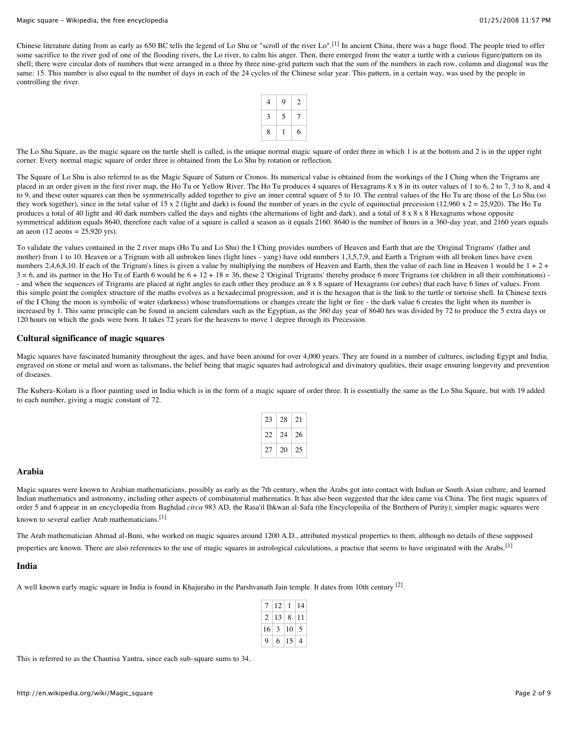Chinese literature dating from as early as 650 BC tells the legend of Lo Shu or "scroll of the river Lo".[1] In ancient China, there was a huge flood. The people tried to offer some sacrifice to the river god of one of the flooding rivers, the Lo river, to calm his anger. Then, there emerged from the water a turtle with a curious figure/pattern on its shell; there were circular dots of numbers that were arranged in a three by three nine-grid pattern such that the sum of the numbers in each row, column and diagonal was the same: 15. This number is also equal to the number of days in each of the 24 cycles of the Chinese solar year. This pattern, in a certain way, was used by the people in controlling the river.

| | | |
|---|---|---|
| 4 | 9 | 2 |
| 3 | 5 | 7 |
| 8 | 1 | 6 |

The Lo Shu Square, as the magic square on the turtle shell is called, is the unique normal magic square of order three in which 1 is at the bottom and 2 is in the upper right corner. Every normal magic square of order three is obtained from the Lo Shu by rotation or reflection.

The Square of Lo Shu is also referred to as the Magic Square of Saturn or Cronos. Its numerical value is obtained from the workings of the I Ching when the Trigrams are placed in an order given in the first river map, the Ho Tu or Yellow River. The Ho Tu produces 4 squares of Hexagrams 8 x 8 in its outer values of 1 to 6, 2 to 7, 3 to 8, and 4 to 9, and these outer squares can then be symmetrically added together to give an inner central square of 5 to 10. The central values of the Ho Tu are those of the Lo Shu (so they work together), since in the total value of 15 x 2 (light and dark) is found the number of years in the cycle of equinoctial precession (12,960 x 2 = 25,920). The Ho Tu produces a total of 40 light and 40 dark numbers called the days and nights (the alternations of light and dark), and a total of 8 x 8 x 8 Hexagrams whose opposite symmetrical addition equals 8640, therefore each value of a square is called a season as it equals 2160. 8640 is the number of hours in a 360-day year, and 2160 years equals an aeon (12 aeons = 25,920 yrs).

To validate the values contained in the 2 river maps (Ho Tu and Lo Shu) the I Ching provides numbers of Heaven and Earth that are the 'Original Trigrams' (father and mother) from 1 to 10. Heaven or a Trigram with all unbroken lines (light lines - yang) have odd numbers 1,3,5,7,9, and Earth a Trigram with all broken lines have even numbers 2,4,6,8,10. If each of the Trigram's lines is given a value by multiplying the numbers of Heaven and Earth, then the value of each line in Heaven 1 would be 1 + 2 + 3 = 6, and its partner in the Ho Tu of Earth 6 would be 6 + 12 + 18 = 36, these 2 'Original Trigrams' thereby produce 6 more Trigrams (or children in all their combinations) -- and when the sequences of Trigrams are placed at right angles to each other they produce an 8 x 8 square of Hexagrams (or cubes) that each have 6 lines of values. From this simple point the complex structure of the maths evolves as a hexadecimal progression, and it is the hexagon that is the link to the turtle or tortoise shell. In Chinese texts of the I Ching the moon is symbolic of water (darkness) whose transformations or changes create the light or fire - the dark value 6 creates the light when its number is increased by 1. This same principle can be found in ancient calendars such as the Egyptian, as the 360 day year of 8640 hrs was divided by 72 to produce the 5 extra days or 120 hours on which the gods were born. It takes 72 years for the heavens to move 1 degree through its Precession.

### Cultural significance of magic squares

Magic squares have fascinated humanity throughout the ages, and have been around for over 4,000 years. They are found in a number of cultures, including Egypt and India, engraved on stone or metal and worn as talismans, the belief being that magic squares had astrological and divinatory qualities, their usage ensuring longevity and prevention of diseases.

The Kubera-Kolam is a floor painting used in India which is in the form of a magic square of order three. It is essentially the same as the Lo Shu Square, but with 19 added to each number, giving a magic constant of 72.

| | | |
|---|---|---|
| 23 | 28 | 21 |
| 22 | 24 | 26 |
| 27 | 20 | 25 |

### Arabia

Magic squares were known to Arabian mathematicians, possibly as early as the 7th century, when the Arabs got into contact with Indian or South Asian culture, and learned Indian mathematics and astronomy, including other aspects of combinatorial mathematics. It has also been suggested that the idea came via China. The first magic squares of order 5 and 6 appear in an encyclopedia from Baghdad *circa* 983 AD, the Rasa'il Ihkwan al-Safa (the Encyclopedia of the Brethern of Purity); simpler magic squares were known to several earlier Arab mathematicians.[1]

The Arab mathematician Ahmad al-Buni, who worked on magic squares around 1200 A.D., attributed mystical properties to them, although no details of these supposed properties are known. There are also references to the use of magic squares in astrological calculations, a practice that seems to have originated with the Arabs.[1]

### India

A well known early magic square in India is found in Khajuraho in the Parshvanath Jain temple. It dates from 10th century [2].

| | | | |
|---|---|---|---|
| 7 | 12 | 1 | 14 |
| 2 | 13 | 8 | 11 |
| 16 | 3 | 10 | 5 |
| 9 | 6 | 15 | 4 |

This is referred to as the Chautisa Yantra, since each sub-square sums to 34.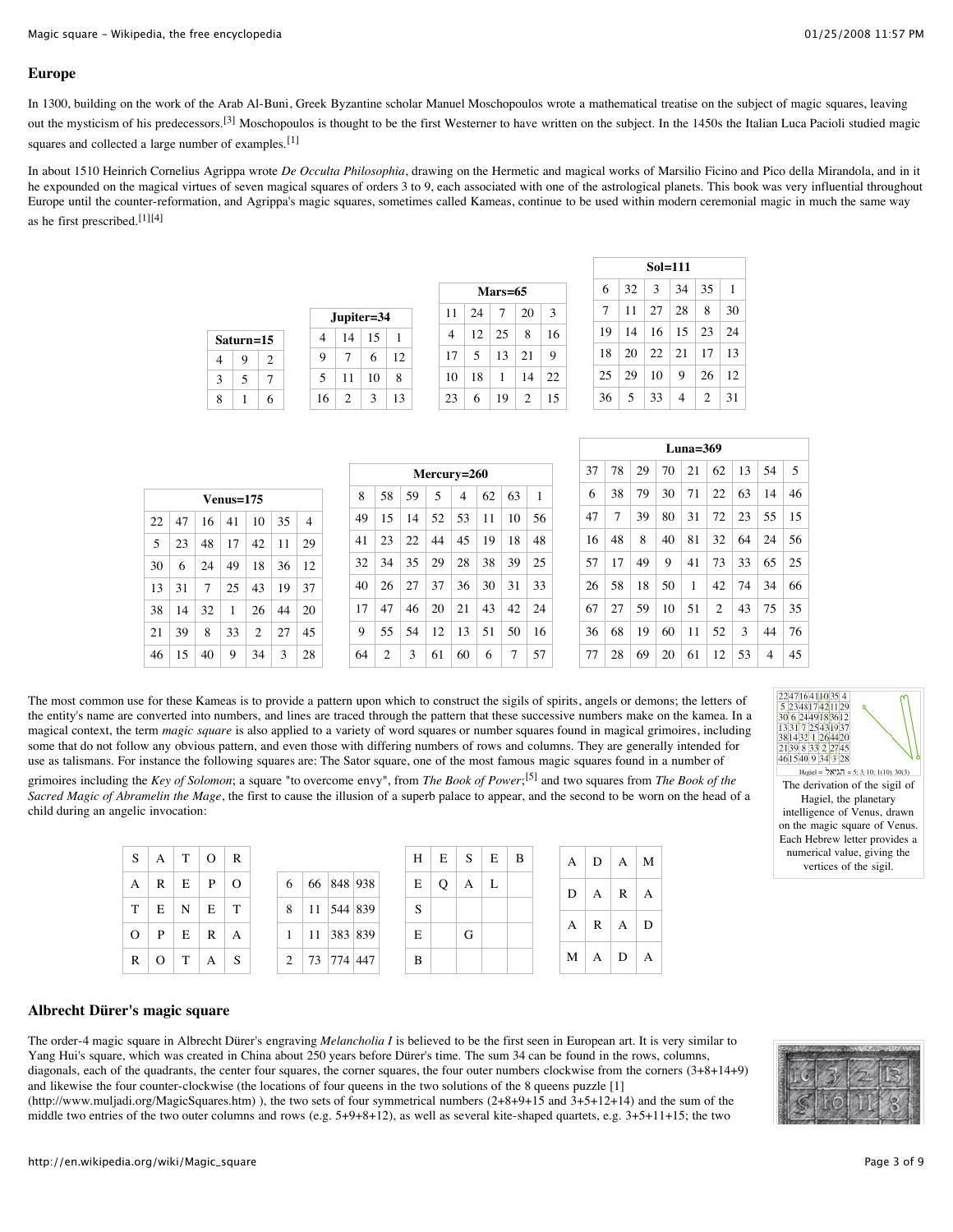## Europe

In 1300, building on the work of the Arab Al-Buni, Greek Byzantine scholar Manuel Moschopoulos wrote a mathematical treatise on the subject of magic squares, leaving out the mysticism of his predecessors.[3] Moschopoulos is thought to be the first Westerner to have written on the subject. In the 1450s the Italian Luca Pacioli studied magic squares and collected a large number of examples.[1]

In about 1510 Heinrich Cornelius Agrippa wrote *De Occulta Philosophia*, drawing on the Hermetic and magical works of Marsilio Ficino and Pico della Mirandola, and in it he expounded on the magical virtues of seven magical squares of orders 3 to 9, each associated with one of the astrological planets. This book was very influential throughout Europe until the counter-reformation, and Agrippa's magic squares, sometimes called Kameas, continue to be used within modern ceremonial magic in much the same way as he first prescribed.[1][4]

**Saturn=15**

| | | |
|---|---|---|
| 4 | 9 | 2 |
| 3 | 5 | 7 |
| 8 | 1 | 6 |

**Jupiter=34**

| | | | |
|---|---|---|---|
| 4 | 14 | 15 | 1 |
| 9 | 7 | 6 | 12 |
| 5 | 11 | 10 | 8 |
| 16 | 2 | 3 | 13 |

**Mars=65**

| | | | | |
|---|---|---|---|---|
| 11 | 24 | 7 | 20 | 3 |
| 4 | 12 | 25 | 8 | 16 |
| 17 | 5 | 13 | 21 | 9 |
| 10 | 18 | 1 | 14 | 22 |
| 23 | 6 | 19 | 2 | 15 |

**Sol=111**

| | | | | | |
|---|---|---|---|---|---|
| 6 | 32 | 3 | 34 | 35 | 1 |
| 7 | 11 | 27 | 28 | 8 | 30 |
| 19 | 14 | 16 | 15 | 23 | 24 |
| 18 | 20 | 22 | 21 | 17 | 13 |
| 25 | 29 | 10 | 9 | 26 | 12 |
| 36 | 5 | 33 | 4 | 2 | 31 |

**Venus=175**

| | | | | | | |
|---|---|---|---|---|---|---|
| 22 | 47 | 16 | 41 | 10 | 35 | 4 |
| 5 | 23 | 48 | 17 | 42 | 11 | 29 |
| 30 | 6 | 24 | 49 | 18 | 36 | 12 |
| 13 | 31 | 7 | 25 | 43 | 19 | 37 |
| 38 | 14 | 32 | 1 | 26 | 44 | 20 |
| 21 | 39 | 8 | 33 | 2 | 27 | 45 |
| 46 | 15 | 40 | 9 | 34 | 3 | 28 |

**Mercury=260**

| | | | | | | | |
|---|---|---|---|---|---|---|---|
| 8 | 58 | 59 | 5 | 4 | 62 | 63 | 1 |
| 49 | 15 | 14 | 52 | 53 | 11 | 10 | 56 |
| 41 | 23 | 22 | 44 | 45 | 19 | 18 | 48 |
| 32 | 34 | 35 | 29 | 28 | 38 | 39 | 25 |
| 40 | 26 | 27 | 37 | 36 | 30 | 31 | 33 |
| 17 | 47 | 46 | 20 | 21 | 43 | 42 | 24 |
| 9 | 55 | 54 | 12 | 13 | 51 | 50 | 16 |
| 64 | 2 | 3 | 61 | 60 | 6 | 7 | 57 |

**Luna=369**

| | | | | | | | | |
|---|---|---|---|---|---|---|---|---|
| 37 | 78 | 29 | 70 | 21 | 62 | 13 | 54 | 5 |
| 6 | 38 | 79 | 30 | 71 | 22 | 63 | 14 | 46 |
| 47 | 7 | 39 | 80 | 31 | 72 | 23 | 55 | 15 |
| 16 | 48 | 8 | 40 | 81 | 32 | 64 | 24 | 56 |
| 57 | 17 | 49 | 9 | 41 | 73 | 33 | 65 | 25 |
| 26 | 58 | 18 | 50 | 1 | 42 | 74 | 34 | 66 |
| 67 | 27 | 59 | 10 | 51 | 2 | 43 | 75 | 35 |
| 36 | 68 | 19 | 60 | 11 | 52 | 3 | 44 | 76 |
| 77 | 28 | 69 | 20 | 61 | 12 | 53 | 4 | 45 |

The most common use for these Kameas is to provide a pattern upon which to construct the sigils of spirits, angels or demons; the letters of the entity's name are converted into numbers, and lines are traced through the pattern that these successive numbers make on the kamea. In a magical context, the term *magic square* is also applied to a variety of word squares or number squares found in magical grimoires, including some that do not follow any obvious pattern, and even those with differing numbers of rows and columns. They are generally intended for use as talismans. For instance the following squares are: The Sator square, one of the most famous magic squares found in a number of grimoires including the *Key of Solomon*; a square "to overcome envy", from *The Book of Power*;[5] and two squares from *The Book of the Sacred Magic of Abramelin the Mage*, the first to cause the illusion of a superb palace to appear, and the second to be worn on the head of a child during an angelic invocation:

| | | | | |
|---|---|---|---|---|
| S | A | T | O | R |
| A | R | E | P | O |
| T | E | N | E | T |
| O | P | E | R | A |
| R | O | T | A | S |

| | | | |
|---|---|---|---|
| 6 | 66 | 848 | 938 |
| 8 | 11 | 544 | 839 |
| 1 | 11 | 383 | 839 |
| 2 | 73 | 774 | 447 |

| | | | | |
|---|---|---|---|---|
| H | E | S | E | B |
| E | Q | A | L | |
| S | | | | |
| E | | G | | |
| B | | | | |

| | | | |
|---|---|---|---|
| A | D | A | M |
| D | A | R | A |
| A | R | A | D |
| M | A | D | A |

Hagiel = הגיאל = 5; 3; 10; 1(10); 30(3)

The derivation of the sigil of Hagiel, the planetary intelligence of Venus, drawn on the magic square of Venus. Each Hebrew letter provides a numerical value, giving the vertices of the sigil.

## Albrecht Dürer's magic square

The order-4 magic square in Albrecht Dürer's engraving *Melancholia I* is believed to be the first seen in European art. It is very similar to Yang Hui's square, which was created in China about 250 years before Dürer's time. The sum 34 can be found in the rows, columns, diagonals, each of the quadrants, the center four squares, the corner squares, the four outer numbers clockwise from the corners (3+8+14+9) and likewise the four counter-clockwise (the locations of four queens in the two solutions of the 8 queens puzzle [1] (http://www.muljadi.org/MagicSquares.htm) ), the two sets of four symmetrical numbers (2+8+9+15 and 3+5+12+14) and the sum of the middle two entries of the two outer columns and rows (e.g. 5+9+8+12), as well as several kite-shaped quartets, e.g. 3+5+11+15; the two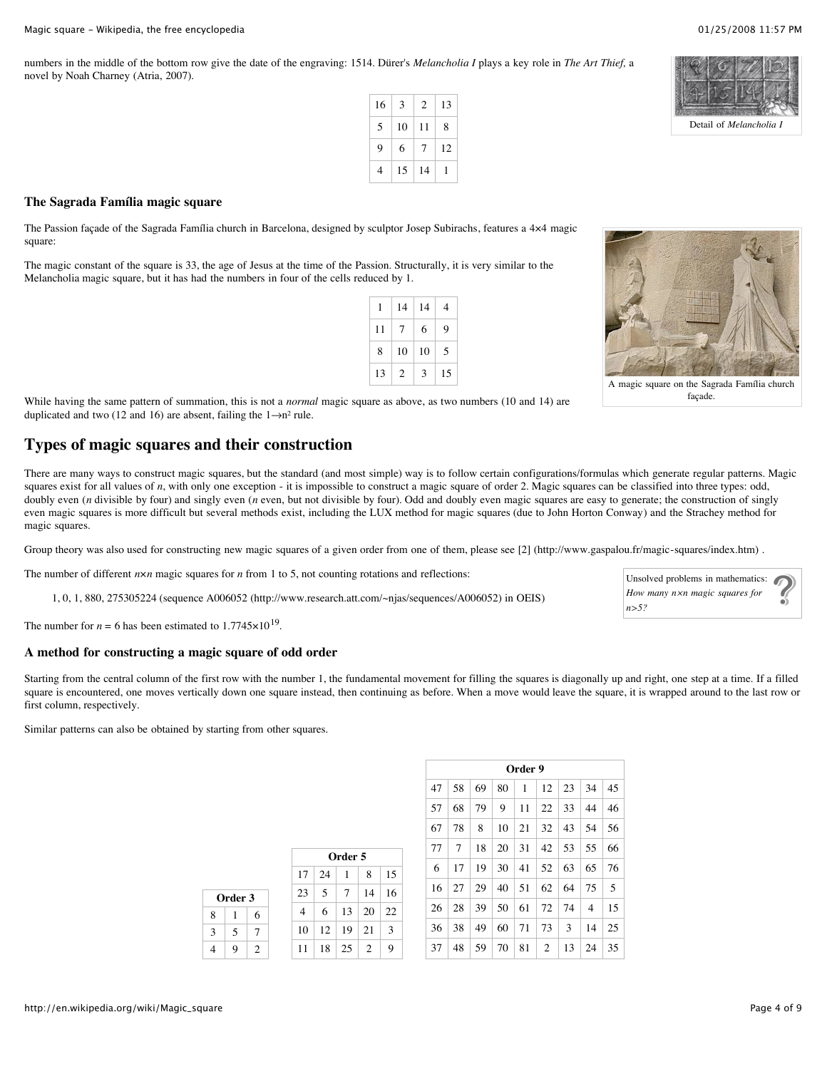numbers in the middle of the bottom row give the date of the engraving: 1514. Dürer's *Melancholia I* plays a key role in *The Art Thief,* a novel by Noah Charney (Atria, 2007).

| 16 | 3 | 2 | 13 |
|---|---|---|---|
| 5 | 10 | 11 | 8 |
| 9 | 6 | 7 | 12 |
| 4 | 15 | 14 | 1 |

Detail of *Melancholia I*

### The Sagrada Família magic square

The Passion façade of the Sagrada Família church in Barcelona, designed by sculptor Josep Subirachs, features a 4×4 magic square:

The magic constant of the square is 33, the age of Jesus at the time of the Passion. Structurally, it is very similar to the Melancholia magic square, but it has had the numbers in four of the cells reduced by 1.

| 1 | 14 | 14 | 4 |
|---|---|---|---|
| 11 | 7 | 6 | 9 |
| 8 | 10 | 10 | 5 |
| 13 | 2 | 3 | 15 |

A magic square on the Sagrada Família church façade.

While having the same pattern of summation, this is not a *normal* magic square as above, as two numbers (10 and 14) are duplicated and two (12 and 16) are absent, failing the $1 \rightarrow n^2$ rule.

## Types of magic squares and their construction

There are many ways to construct magic squares, but the standard (and most simple) way is to follow certain configurations/formulas which generate regular patterns. Magic squares exist for all values of *n*, with only one exception - it is impossible to construct a magic square of order 2. Magic squares can be classified into three types: odd, doubly even (*n* divisible by four) and singly even (*n* even, but not divisible by four). Odd and doubly even magic squares are easy to generate; the construction of singly even magic squares is more difficult but several methods exist, including the LUX method for magic squares (due to John Horton Conway) and the Strachey method for magic squares.

Group theory was also used for constructing new magic squares of a given order from one of them, please see [2] (http://www.gaspalou.fr/magic-squares/index.htm) .

The number of different $n \times n$ magic squares for *n* from 1 to 5, not counting rotations and reflections:

1, 0, 1, 880, 275305224 (sequence A006052 (http://www.research.att.com/~njas/sequences/A006052) in OEIS)

Unsolved problems in mathematics: *How many $n \times n$ magic squares for $n>5$?*

The number for $n = 6$ has been estimated to $1.7745 \times 10^{19}$.

### A method for constructing a magic square of odd order

Starting from the central column of the first row with the number 1, the fundamental movement for filling the squares is diagonally up and right, one step at a time. If a filled square is encountered, one moves vertically down one square instead, then continuing as before. When a move would leave the square, it is wrapped around to the last row or first column, respectively.

Similar patterns can also be obtained by starting from other squares.

**Order 3**

| 8 | 1 | 6 |
|---|---|---|
| 3 | 5 | 7 |
| 4 | 9 | 2 |

**Order 5**

| 17 | 24 | 1 | 8 | 15 |
|---|---|---|---|---|
| 23 | 5 | 7 | 14 | 16 |
| 4 | 6 | 13 | 20 | 22 |
| 10 | 12 | 19 | 21 | 3 |
| 11 | 18 | 25 | 2 | 9 |

**Order 9**

| 47 | 58 | 69 | 80 | 1 | 12 | 23 | 34 | 45 |
|---|---|---|---|---|---|---|---|---|
| 57 | 68 | 79 | 9 | 11 | 22 | 33 | 44 | 46 |
| 67 | 78 | 8 | 10 | 21 | 32 | 43 | 54 | 56 |
| 77 | 7 | 18 | 20 | 31 | 42 | 53 | 55 | 66 |
| 6 | 17 | 19 | 30 | 41 | 52 | 63 | 65 | 76 |
| 16 | 27 | 29 | 40 | 51 | 62 | 64 | 75 | 5 |
| 26 | 28 | 39 | 50 | 61 | 72 | 74 | 4 | 15 |
| 36 | 38 | 49 | 60 | 71 | 73 | 3 | 14 | 25 |
| 37 | 48 | 59 | 70 | 81 | 2 | 13 | 24 | 35 |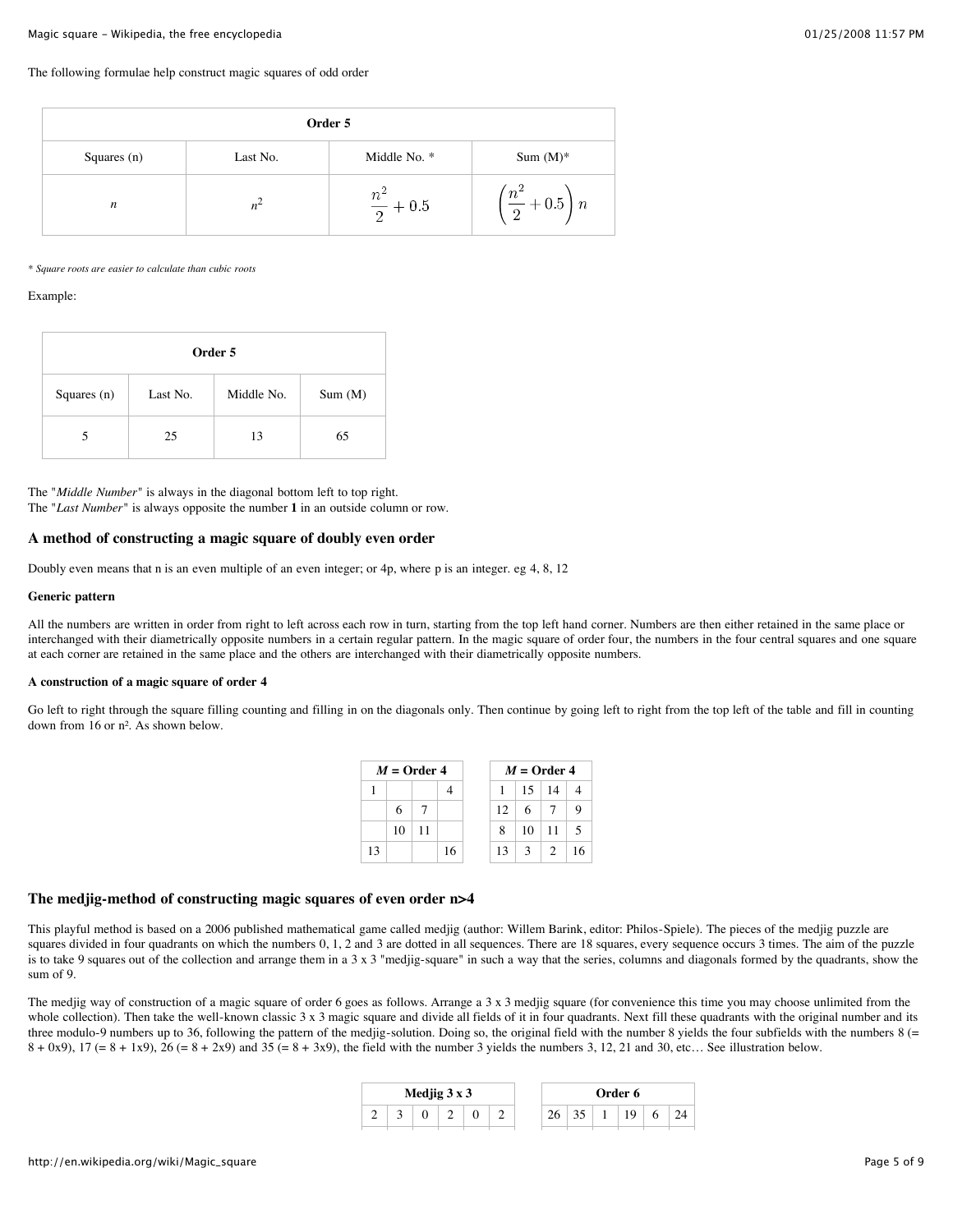The following formulae help construct magic squares of odd order

| Order 5 | | | |
|---|---|---|---|
| Squares (n) | Last No. | Middle No. * | Sum (M)* |
| $n$ | $n^2$ | $\frac{n^2}{2} + 0.5$ | $\left(\frac{n^2}{2} + 0.5\right) n$ |

*\* Square roots are easier to calculate than cubic roots*

Example:

| Order 5 | | | |
|---|---|---|---|
| Squares (n) | Last No. | Middle No. | Sum (M) |
| 5 | 25 | 13 | 65 |

The "*Middle Number*" is always in the diagonal bottom left to top right.
The "*Last Number*" is always opposite the number **1** in an outside column or row.

### A method of constructing a magic square of doubly even order

Doubly even means that n is an even multiple of an even integer; or 4p, where p is an integer. eg 4, 8, 12

#### Generic pattern

All the numbers are written in order from right to left across each row in turn, starting from the top left hand corner. Numbers are then either retained in the same place or interchanged with their diametrically opposite numbers in a certain regular pattern. In the magic square of order four, the numbers in the four central squares and one square at each corner are retained in the same place and the others are interchanged with their diametrically opposite numbers.

#### A construction of a magic square of order 4

Go left to right through the square filling counting and filling in on the diagonals only. Then continue by going left to right from the top left of the table and fill in counting down from 16 or n². As shown below.

| *M* = Order 4 | | | |
|---|---|---|---|
| 1 | | | 4 |
| | 6 | 7 | |
| | 10 | 11 | |
| 13 | | | 16 |

| *M* = Order 4 | | | |
|---|---|---|---|
| 1 | 15 | 14 | 4 |
| 12 | 6 | 7 | 9 |
| 8 | 10 | 11 | 5 |
| 13 | 3 | 2 | 16 |

### The medjig-method of constructing magic squares of even order n>4

This playful method is based on a 2006 published mathematical game called medjig (author: Willem Barink, editor: Philos-Spiele). The pieces of the medjig puzzle are squares divided in four quadrants on which the numbers 0, 1, 2 and 3 are dotted in all sequences. There are 18 squares, every sequence occurs 3 times. The aim of the puzzle is to take 9 squares out of the collection and arrange them in a 3 x 3 "medjig-square" in such a way that the series, columns and diagonals formed by the quadrants, show the sum of 9.

The medjig way of construction of a magic square of order 6 goes as follows. Arrange a 3 x 3 medjig square (for convenience this time you may choose unlimited from the whole collection). Then take the well-known classic 3 x 3 magic square and divide all fields of it in four quadrants. Next fill these quadrants with the original number and its three modulo-9 numbers up to 36, following the pattern of the medjig-solution. Doing so, the original field with the number 8 yields the four subfields with the numbers 8 (= 8 + 0x9), 17 (= 8 + 1x9), 26 (= 8 + 2x9) and 35 (= 8 + 3x9), the field with the number 3 yields the numbers 3, 12, 21 and 30, etc… See illustration below.

| Medjig 3 x 3 | | | | | |
|---|---|---|---|---|---|
| 2 | 3 | 0 | 2 | 0 | 2 |

| Order 6 | | | | | |
|---|---|---|---|---|---|
| 26 | 35 | 1 | 19 | 6 | 24 |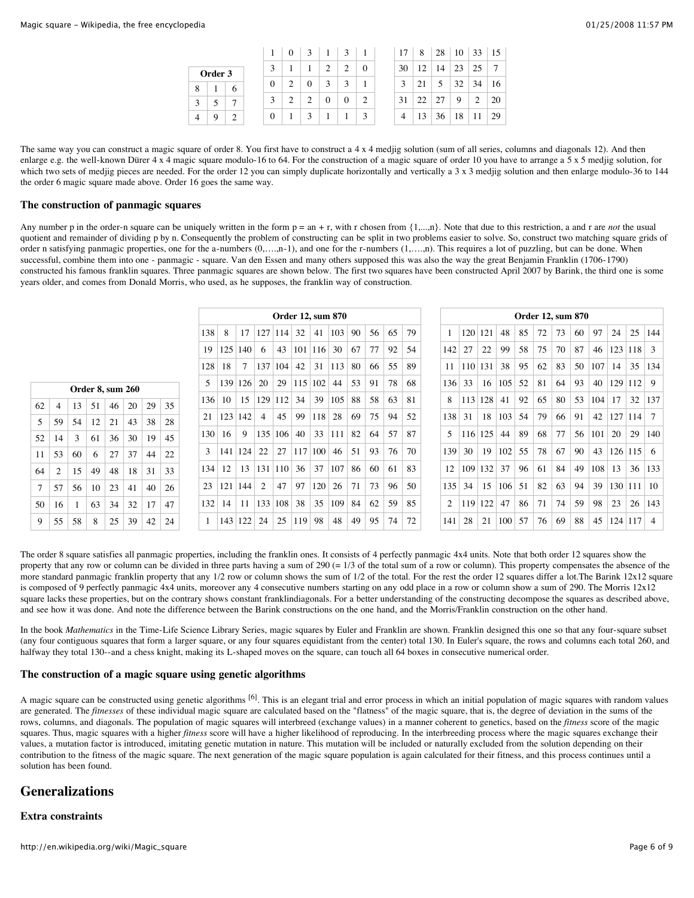| Order 3 | | |
|---|---|---|
| 8 | 1 | 6 |
| 3 | 5 | 7 |
| 4 | 9 | 2 |

| | | | | | |
|---|---|---|---|---|---|
| 1 | 0 | 3 | 1 | 3 | 1 |
| 3 | 1 | 1 | 2 | 2 | 0 |
| 0 | 2 | 0 | 3 | 3 | 1 |
| 3 | 2 | 2 | 0 | 0 | 2 |
| 0 | 1 | 3 | 1 | 1 | 3 |

| | | | | | |
|---|---|---|---|---|---|
| 17 | 8 | 28 | 10 | 33 | 15 |
| 30 | 12 | 14 | 23 | 25 | 7 |
| 3 | 21 | 5 | 32 | 34 | 16 |
| 31 | 22 | 27 | 9 | 2 | 20 |
| 4 | 13 | 36 | 18 | 11 | 29 |

The same way you can construct a magic square of order 8. You first have to construct a 4 x 4 medjig solution (sum of all series, columns and diagonals 12). And then enlarge e.g. the well-known Dürer 4 x 4 magic square modulo-16 to 64. For the construction of a magic square of order 10 you have to arrange a 5 x 5 medjig solution, for which two sets of medjig pieces are needed. For the order 12 you can simply duplicate horizontally and vertically a 3 x 3 medjig solution and then enlarge modulo-36 to 144 the order 6 magic square made above. Order 16 goes the same way.

### The construction of panmagic squares

Any number p in the order-n square can be uniquely written in the form p = an + r, with r chosen from {1,...,n}. Note that due to this restriction, a and r are *not* the usual quotient and remainder of dividing p by n. Consequently the problem of constructing can be split in two problems easier to solve. So, construct two matching square grids of order n satisfying panmagic properties, one for the a-numbers (0,….,n-1), and one for the r-numbers (1,….,n). This requires a lot of puzzling, but can be done. When successful, combine them into one - panmagic - square. Van den Essen and many others supposed this was also the way the great Benjamin Franklin (1706-1790) constructed his famous franklin squares. Three panmagic squares are shown below. The first two squares have been constructed April 2007 by Barink, the third one is some years older, and comes from Donald Morris, who used, as he supposes, the franklin way of construction.

| Order 8, sum 260 | | | | | | | |
|---|---|---|---|---|---|---|---|
| 62 | 4 | 13 | 51 | 46 | 20 | 29 | 35 |
| 5 | 59 | 54 | 12 | 21 | 43 | 38 | 28 |
| 52 | 14 | 3 | 61 | 36 | 30 | 19 | 45 |
| 11 | 53 | 60 | 6 | 27 | 37 | 44 | 22 |
| 64 | 2 | 15 | 49 | 48 | 18 | 31 | 33 |
| 7 | 57 | 56 | 10 | 23 | 41 | 40 | 26 |
| 50 | 16 | 1 | 63 | 34 | 32 | 17 | 47 |
| 9 | 55 | 58 | 8 | 25 | 39 | 42 | 24 |

| Order 12, sum 870 | | | | | | | | | | | |
|---|---|---|---|---|---|---|---|---|---|---|---|
| 138 | 8 | 17 | 127 | 114 | 32 | 41 | 103 | 90 | 56 | 65 | 79 |
| 19 | 125 | 140 | 6 | 43 | 101 | 116 | 30 | 67 | 77 | 92 | 54 |
| 128 | 18 | 7 | 137 | 104 | 42 | 31 | 113 | 80 | 66 | 55 | 89 |
| 5 | 139 | 126 | 20 | 29 | 115 | 102 | 44 | 53 | 91 | 78 | 68 |
| 136 | 10 | 15 | 129 | 112 | 34 | 39 | 105 | 88 | 58 | 63 | 81 |
| 21 | 123 | 142 | 4 | 45 | 99 | 118 | 28 | 69 | 75 | 94 | 52 |
| 130 | 16 | 9 | 135 | 106 | 40 | 33 | 111 | 82 | 64 | 57 | 87 |
| 3 | 141 | 124 | 22 | 27 | 117 | 100 | 46 | 51 | 93 | 76 | 70 |
| 134 | 12 | 13 | 131 | 110 | 36 | 37 | 107 | 86 | 60 | 61 | 83 |
| 23 | 121 | 144 | 2 | 47 | 97 | 120 | 26 | 71 | 73 | 96 | 50 |
| 132 | 14 | 11 | 133 | 108 | 38 | 35 | 109 | 84 | 62 | 59 | 85 |
| 1 | 143 | 122 | 24 | 25 | 119 | 98 | 48 | 49 | 95 | 74 | 72 |

| Order 12, sum 870 | | | | | | | | | | | |
|---|---|---|---|---|---|---|---|---|---|---|---|
| 1 | 120 | 121 | 48 | 85 | 72 | 73 | 60 | 97 | 24 | 25 | 144 |
| 142 | 27 | 22 | 99 | 58 | 75 | 70 | 87 | 46 | 123 | 118 | 3 |
| 11 | 110 | 131 | 38 | 95 | 62 | 83 | 50 | 107 | 14 | 35 | 134 |
| 136 | 33 | 16 | 105 | 52 | 81 | 64 | 93 | 40 | 129 | 112 | 9 |
| 8 | 113 | 128 | 41 | 92 | 65 | 80 | 53 | 104 | 17 | 32 | 137 |
| 138 | 31 | 18 | 103 | 54 | 79 | 66 | 91 | 42 | 127 | 114 | 7 |
| 5 | 116 | 125 | 44 | 89 | 68 | 77 | 56 | 101 | 20 | 29 | 140 |
| 139 | 30 | 19 | 102 | 55 | 78 | 67 | 90 | 43 | 126 | 115 | 6 |
| 12 | 109 | 132 | 37 | 96 | 61 | 84 | 49 | 108 | 13 | 36 | 133 |
| 135 | 34 | 15 | 106 | 51 | 82 | 63 | 94 | 39 | 130 | 111 | 10 |
| 2 | 119 | 122 | 47 | 86 | 71 | 74 | 59 | 98 | 23 | 26 | 143 |
| 141 | 28 | 21 | 100 | 57 | 76 | 69 | 88 | 45 | 124 | 117 | 4 |

The order 8 square satisfies all panmagic properties, including the franklin ones. It consists of 4 perfectly panmagic 4x4 units. Note that both order 12 squares show the property that any row or column can be divided in three parts having a sum of 290 (= 1/3 of the total sum of a row or column). This property compensates the absence of the more standard panmagic franklin property that any 1/2 row or column shows the sum of 1/2 of the total. For the rest the order 12 squares differ a lot.The Barink 12x12 square is composed of 9 perfectly panmagic 4x4 units, moreover any 4 consecutive numbers starting on any odd place in a row or column show a sum of 290. The Morris 12x12 square lacks these properties, but on the contrary shows constant franklindiagonals. For a better understanding of the constructing decompose the squares as described above, and see how it was done. And note the difference between the Barink constructions on the one hand, and the Morris/Franklin construction on the other hand.

In the book *Mathematics* in the Time-Life Science Library Series, magic squares by Euler and Franklin are shown. Franklin designed this one so that any four-square subset (any four contiguous squares that form a larger square, or any four squares equidistant from the center) total 130. In Euler's square, the rows and columns each total 260, and halfway they total 130--and a chess knight, making its L-shaped moves on the square, can touch all 64 boxes in consecutive numerical order.

### The construction of a magic square using genetic algorithms

A magic square can be constructed using genetic algorithms [6]. This is an elegant trial and error process in which an initial population of magic squares with random values are generated. The *fitnesses* of these individual magic square are calculated based on the "flatness" of the magic square, that is, the degree of deviation in the sums of the rows, columns, and diagonals. The population of magic squares will interbreed (exchange values) in a manner coherent to genetics, based on the *fitness* score of the magic squares. Thus, magic squares with a higher *fitness* score will have a higher likelihood of reproducing. In the interbreeding process where the magic squares exchange their values, a mutation factor is introduced, imitating genetic mutation in nature. This mutation will be included or naturally excluded from the solution depending on their contribution to the fitness of the magic square. The next generation of the magic square population is again calculated for their fitness, and this process continues until a solution has been found.

## Generalizations

### Extra constraints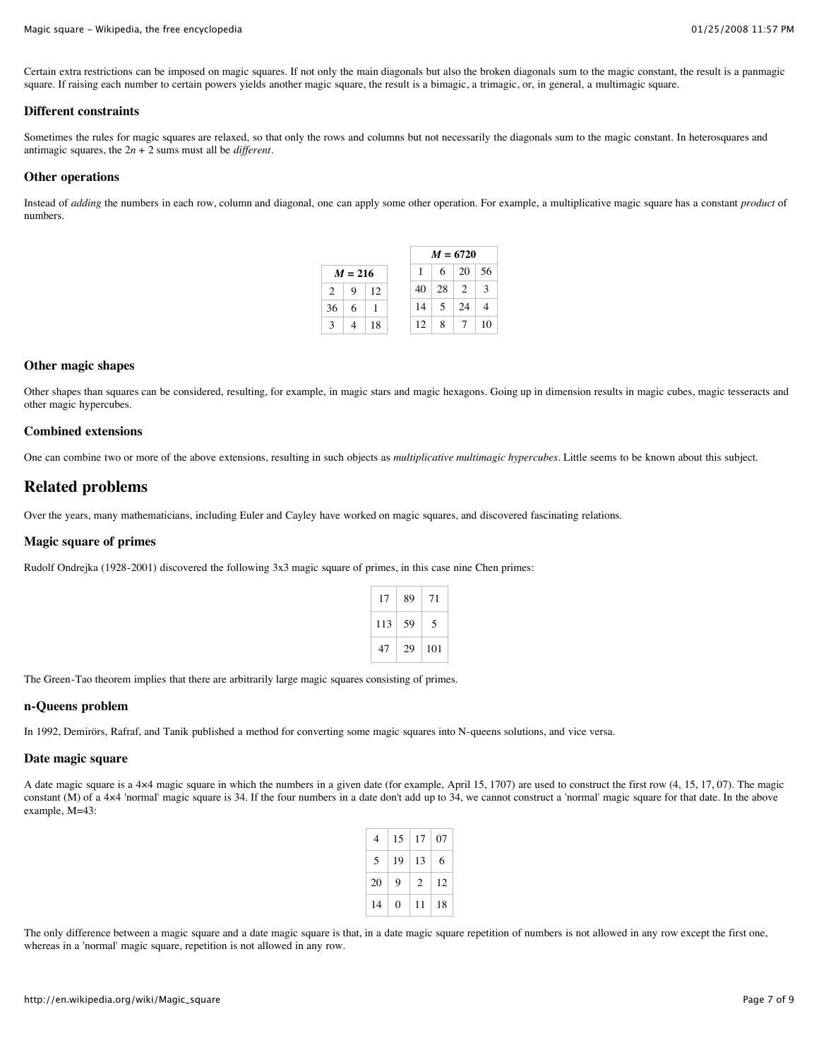Certain extra restrictions can be imposed on magic squares. If not only the main diagonals but also the broken diagonals sum to the magic constant, the result is a panmagic square. If raising each number to certain powers yields another magic square, the result is a bimagic, a trimagic, or, in general, a multimagic square.

### Different constraints

Sometimes the rules for magic squares are relaxed, so that only the rows and columns but not necessarily the diagonals sum to the magic constant. In heterosquares and antimagic squares, the $2n + 2$ sums must all be *different*.

### Other operations

Instead of *adding* the numbers in each row, column and diagonal, one can apply some other operation. For example, a multiplicative magic square has a constant *product* of numbers.

| ***M* = 216** | | |
|---|---|---|
| 2 | 9 | 12 |
| 36 | 6 | 1 |
| 3 | 4 | 18 |

| ***M* = 6720** | | | |
|---|---|---|---|
| 1 | 6 | 20 | 56 |
| 40 | 28 | 2 | 3 |
| 14 | 5 | 24 | 4 |
| 12 | 8 | 7 | 10 |

### Other magic shapes

Other shapes than squares can be considered, resulting, for example, in magic stars and magic hexagons. Going up in dimension results in magic cubes, magic tesseracts and other magic hypercubes.

### Combined extensions

One can combine two or more of the above extensions, resulting in such objects as *multiplicative multimagic hypercubes*. Little seems to be known about this subject.

## Related problems

Over the years, many mathematicians, including Euler and Cayley have worked on magic squares, and discovered fascinating relations.

### Magic square of primes

Rudolf Ondrejka (1928-2001) discovered the following 3x3 magic square of primes, in this case nine Chen primes:

| | | |
|---|---|---|
| 17 | 89 | 71 |
| 113 | 59 | 5 |
| 47 | 29 | 101 |

The Green-Tao theorem implies that there are arbitrarily large magic squares consisting of primes.

### n-Queens problem

In 1992, Demirörs, Rafraf, and Tanik published a method for converting some magic squares into N-queens solutions, and vice versa.

### Date magic square

A date magic square is a 4×4 magic square in which the numbers in a given date (for example, April 15, 1707) are used to construct the first row (4, 15, 17, 07). The magic constant (M) of a 4×4 'normal' magic square is 34. If the four numbers in a date don't add up to 34, we cannot construct a 'normal' magic square for that date. In the above example, M=43:

| | | | |
|---|---|---|---|
| 4 | 15 | 17 | 07 |
| 5 | 19 | 13 | 6 |
| 20 | 9 | 2 | 12 |
| 14 | 0 | 11 | 18 |

The only difference between a magic square and a date magic square is that, in a date magic square repetition of numbers is not allowed in any row except the first one, whereas in a 'normal' magic square, repetition is not allowed in any row.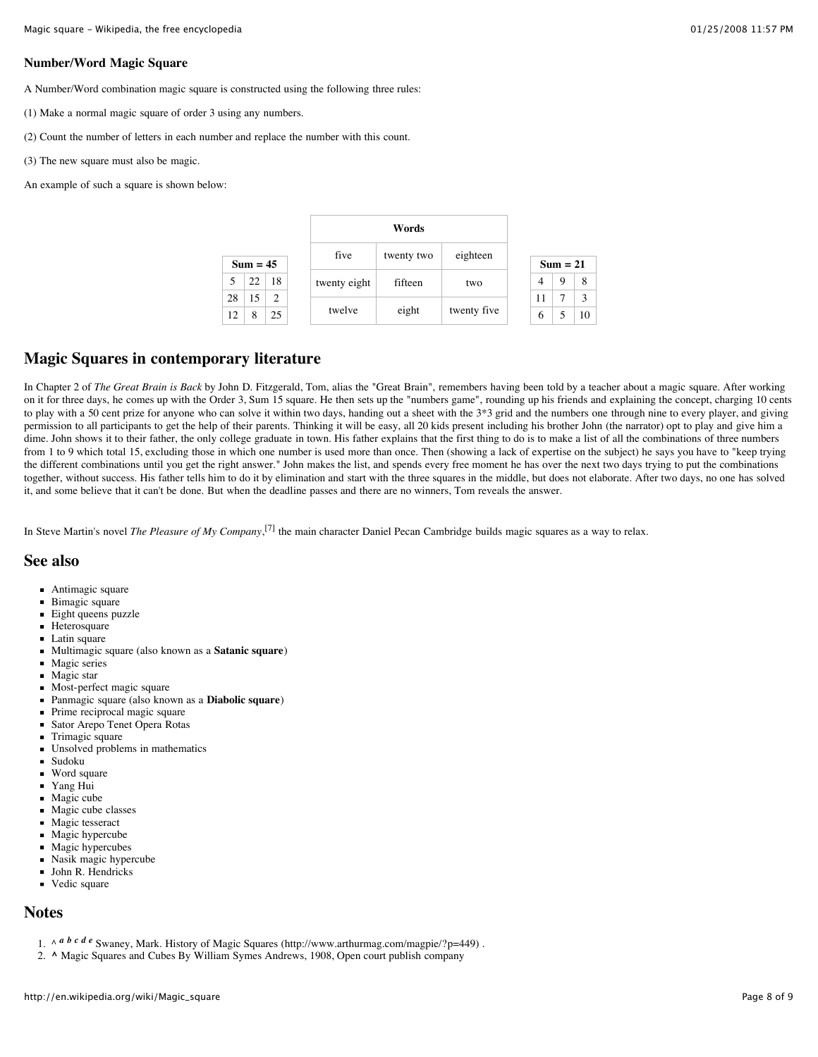### Number/Word Magic Square

A Number/Word combination magic square is constructed using the following three rules:

(1) Make a normal magic square of order 3 using any numbers.

(2) Count the number of letters in each number and replace the number with this count.

(3) The new square must also be magic.

An example of such a square is shown below:

| Sum = 45 | | |
|---|---|---|
| 5 | 22 | 18 |
| 28 | 15 | 2 |
| 12 | 8 | 25 |

| Words | | |
|---|---|---|
| five | twenty two | eighteen |
| twenty eight | fifteen | two |
| twelve | eight | twenty five |

| Sum = 21 | | |
|---|---|---|
| 4 | 9 | 8 |
| 11 | 7 | 3 |
| 6 | 5 | 10 |

## Magic Squares in contemporary literature

In Chapter 2 of *The Great Brain is Back* by John D. Fitzgerald, Tom, alias the "Great Brain", remembers having been told by a teacher about a magic square. After working on it for three days, he comes up with the Order 3, Sum 15 square. He then sets up the "numbers game", rounding up his friends and explaining the concept, charging 10 cents to play with a 50 cent prize for anyone who can solve it within two days, handing out a sheet with the 3*3 grid and the numbers one through nine to every player, and giving permission to all participants to get the help of their parents. Thinking it will be easy, all 20 kids present including his brother John (the narrator) opt to play and give him a dime. John shows it to their father, the only college graduate in town. His father explains that the first thing to do is to make a list of all the combinations of three numbers from 1 to 9 which total 15, excluding those in which one number is used more than once. Then (showing a lack of expertise on the subject) he says you have to "keep trying the different combinations until you get the right answer." John makes the list, and spends every free moment he has over the next two days trying to put the combinations together, without success. His father tells him to do it by elimination and start with the three squares in the middle, but does not elaborate. After two days, no one has solved it, and some believe that it can't be done. But when the deadline passes and there are no winners, Tom reveals the answer.

In Steve Martin's novel *The Pleasure of My Company*,[7] the main character Daniel Pecan Cambridge builds magic squares as a way to relax.

## See also

- Antimagic square
- Bimagic square
- Eight queens puzzle
- Heterosquare
- Latin square
- Multimagic square (also known as a **Satanic square**)
- Magic series
- Magic star
- Most-perfect magic square
- Panmagic square (also known as a **Diabolic square**)
- Prime reciprocal magic square
- Sator Arepo Tenet Opera Rotas
- Trimagic square
- Unsolved problems in mathematics
- Sudoku
- Word square
- Yang Hui
- Magic cube
- Magic cube classes
- Magic tesseract
- Magic hypercube
- Magic hypercubes
- Nasik magic hypercube
- John R. Hendricks
- Vedic square

## Notes

1. ^ *a b c d e* Swaney, Mark. History of Magic Squares (http://www.arthurmag.com/magpie/?p=449) .
2. **^** Magic Squares and Cubes By William Symes Andrews, 1908, Open court publish company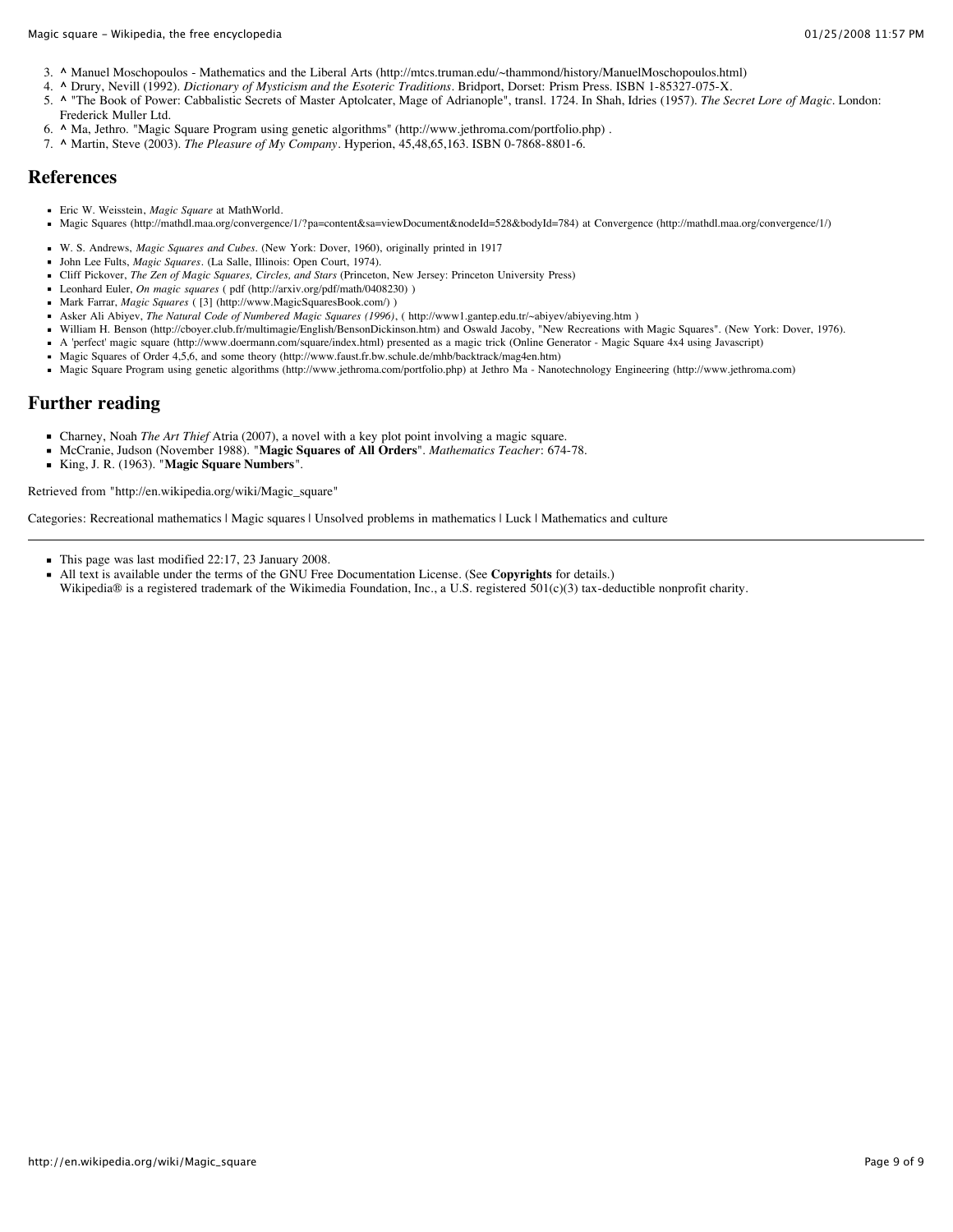3. ^ Manuel Moschopoulos - Mathematics and the Liberal Arts (http://mtcs.truman.edu/~thammond/history/ManuelMoschopoulos.html)
4. ^ Drury, Nevill (1992). *Dictionary of Mysticism and the Esoteric Traditions*. Bridport, Dorset: Prism Press. ISBN 1-85327-075-X.
5. ^ "The Book of Power: Cabbalistic Secrets of Master Aptolcater, Mage of Adrianople", transl. 1724. In Shah, Idries (1957). *The Secret Lore of Magic*. London: Frederick Muller Ltd.
6. ^ Ma, Jethro. "Magic Square Program using genetic algorithms" (http://www.jethroma.com/portfolio.php) .
7. ^ Martin, Steve (2003). *The Pleasure of My Company*. Hyperion, 45,48,65,163. ISBN 0-7868-8801-6.

## References

- Eric W. Weisstein, *Magic Square* at MathWorld.
- Magic Squares (http://mathdl.maa.org/convergence/1/?pa=content&sa=viewDocument&nodeId=528&bodyId=784) at Convergence (http://mathdl.maa.org/convergence/1/)
- W. S. Andrews, *Magic Squares and Cubes*. (New York: Dover, 1960), originally printed in 1917
- John Lee Fults, *Magic Squares*. (La Salle, Illinois: Open Court, 1974).
- Cliff Pickover, *The Zen of Magic Squares, Circles, and Stars* (Princeton, New Jersey: Princeton University Press)
- Leonhard Euler, *On magic squares* ( pdf (http://arxiv.org/pdf/math/0408230) )
- Mark Farrar, *Magic Squares* ( [3] (http://www.MagicSquaresBook.com/) )
- Asker Ali Abiyev, *The Natural Code of Numbered Magic Squares (1996)*, ( http://www1.gantep.edu.tr/~abiyev/abiyeving.htm )
- William H. Benson (http://cboyer.club.fr/multimagie/English/BensonDickinson.htm) and Oswald Jacoby, "New Recreations with Magic Squares". (New York: Dover, 1976).
- A 'perfect' magic square (http://www.doermann.com/square/index.html) presented as a magic trick (Online Generator - Magic Square 4x4 using Javascript)
- Magic Squares of Order 4,5,6, and some theory (http://www.faust.fr.bw.schule.de/mhb/backtrack/mag4en.htm)
- Magic Square Program using genetic algorithms (http://www.jethroma.com/portfolio.php) at Jethro Ma - Nanotechnology Engineering (http://www.jethroma.com)

## Further reading

- Charney, Noah *The Art Thief* Atria (2007), a novel with a key plot point involving a magic square.
- McCranie, Judson (November 1988). "**Magic Squares of All Orders**". *Mathematics Teacher*: 674-78.
- King, J. R. (1963). "**Magic Square Numbers**".

Retrieved from "http://en.wikipedia.org/wiki/Magic_square"

Categories: Recreational mathematics | Magic squares | Unsolved problems in mathematics | Luck | Mathematics and culture

---

- This page was last modified 22:17, 23 January 2008.
- All text is available under the terms of the GNU Free Documentation License. (See **Copyrights** for details.)
  Wikipedia® is a registered trademark of the Wikimedia Foundation, Inc., a U.S. registered 501(c)(3) tax-deductible nonprofit charity.